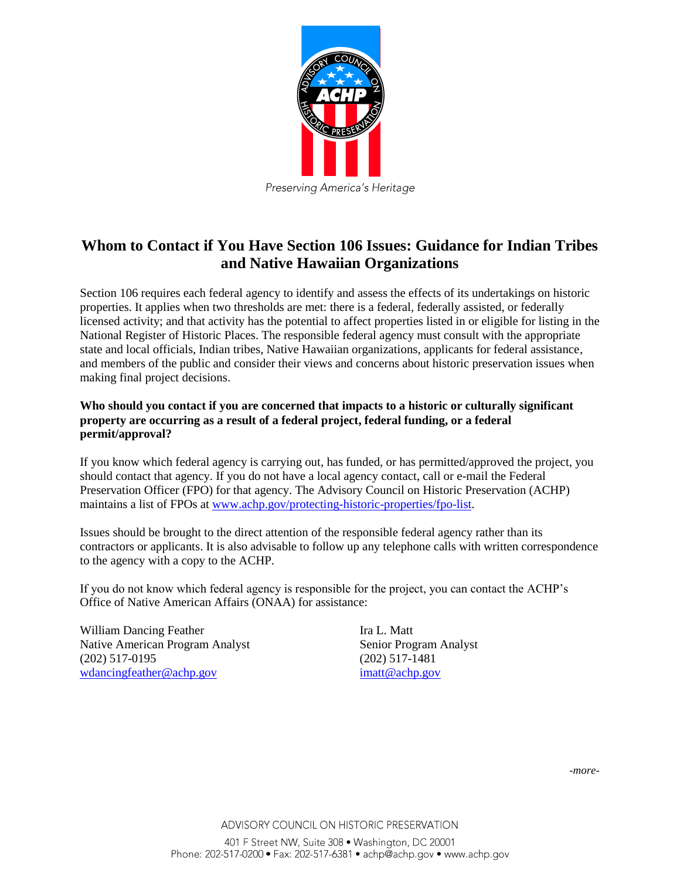Preserving America's Heritage

# Whom to Contact if You Have Section 106 Issues: Guidance for Indian Tribes and Native Hawaiian Organizations

Section 106 requires each federal agency to identify and assess the effects of its undertakings on historic properties. It applies when two thresholds are met: there is a federal, federally assisted, or federally licensed activity; and that activity has the potential to affect properties listed in or eligible for listing in the National Register of Historic Places. The responsible federal agency must consult with the appropriate state and local officials, Indian tribes, Native Hawaiian organizations, applicants for federal assistance, and members of the public and consider their views and concerns about historic preservation issues when making final project decisions.

**Who should you contact if you are concerned that impacts to a historic or culturally significant property are occurring as a result of a federal project, federal funding, or a federal permit/approval?**

If you know which federal agency is carrying out, has funded, or has permitted/approved the project, you should contact that agency. If you do not have a local agency contact, call or e-mail the Federal Preservation Officer (FPO) for that agency. The Advisory Council on Historic Preservation (ACHP) maintains a list of FPOs at www.achp.gov/protecting-historic-properties/fpo-list.

Issues should be brought to the direct attention of the responsible federal agency rather than its contractors or applicants. It is also advisable to follow up any telephone calls with written correspondence to the agency with a copy to the ACHP.

If you do not know which federal agency is responsible for the project, you can contact the ACHP's Office of Native American Affairs (ONAA) for assistance:

William Dancing Feather
Native American Program Analyst
(202) 517-0195
wdancingfeather@achp.gov

Ira L. Matt
Senior Program Analyst
(202) 517-1481
imatt@achp.gov

*-more-*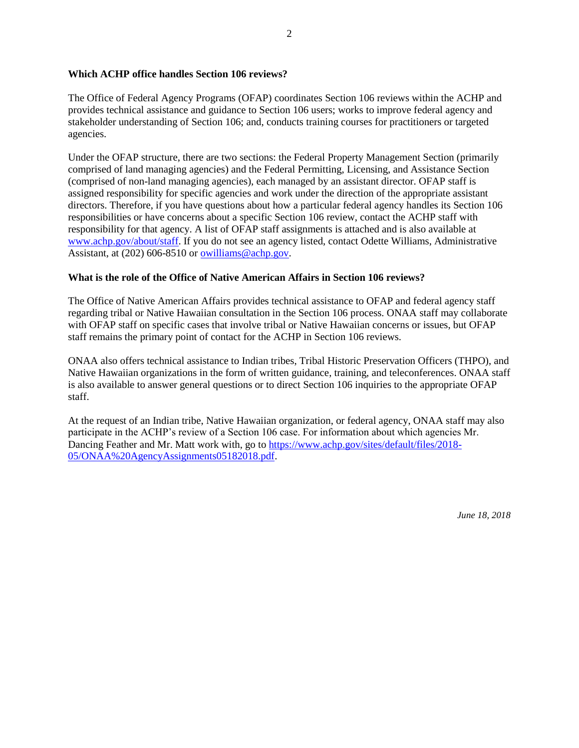**Which ACHP office handles Section 106 reviews?**

The Office of Federal Agency Programs (OFAP) coordinates Section 106 reviews within the ACHP and provides technical assistance and guidance to Section 106 users; works to improve federal agency and stakeholder understanding of Section 106; and, conducts training courses for practitioners or targeted agencies.

Under the OFAP structure, there are two sections: the Federal Property Management Section (primarily comprised of land managing agencies) and the Federal Permitting, Licensing, and Assistance Section (comprised of non-land managing agencies), each managed by an assistant director. OFAP staff is assigned responsibility for specific agencies and work under the direction of the appropriate assistant directors. Therefore, if you have questions about how a particular federal agency handles its Section 106 responsibilities or have concerns about a specific Section 106 review, contact the ACHP staff with responsibility for that agency. A list of OFAP staff assignments is attached and is also available at [www.achp.gov/about/staff](www.achp.gov/about/staff). If you do not see an agency listed, contact Odette Williams, Administrative Assistant, at (202) 606-8510 or [owilliams@achp.gov](mailto:owilliams@achp.gov).

**What is the role of the Office of Native American Affairs in Section 106 reviews?**

The Office of Native American Affairs provides technical assistance to OFAP and federal agency staff regarding tribal or Native Hawaiian consultation in the Section 106 process. ONAA staff may collaborate with OFAP staff on specific cases that involve tribal or Native Hawaiian concerns or issues, but OFAP staff remains the primary point of contact for the ACHP in Section 106 reviews.

ONAA also offers technical assistance to Indian tribes, Tribal Historic Preservation Officers (THPO), and Native Hawaiian organizations in the form of written guidance, training, and teleconferences. ONAA staff is also available to answer general questions or to direct Section 106 inquiries to the appropriate OFAP staff.

At the request of an Indian tribe, Native Hawaiian organization, or federal agency, ONAA staff may also participate in the ACHP's review of a Section 106 case. For information about which agencies Mr. Dancing Feather and Mr. Matt work with, go to [https://www.achp.gov/sites/default/files/2018-05/ONAA%20AgencyAssignments05182018.pdf](https://www.achp.gov/sites/default/files/2018-05/ONAA%20AgencyAssignments05182018.pdf).

*June 18, 2018*